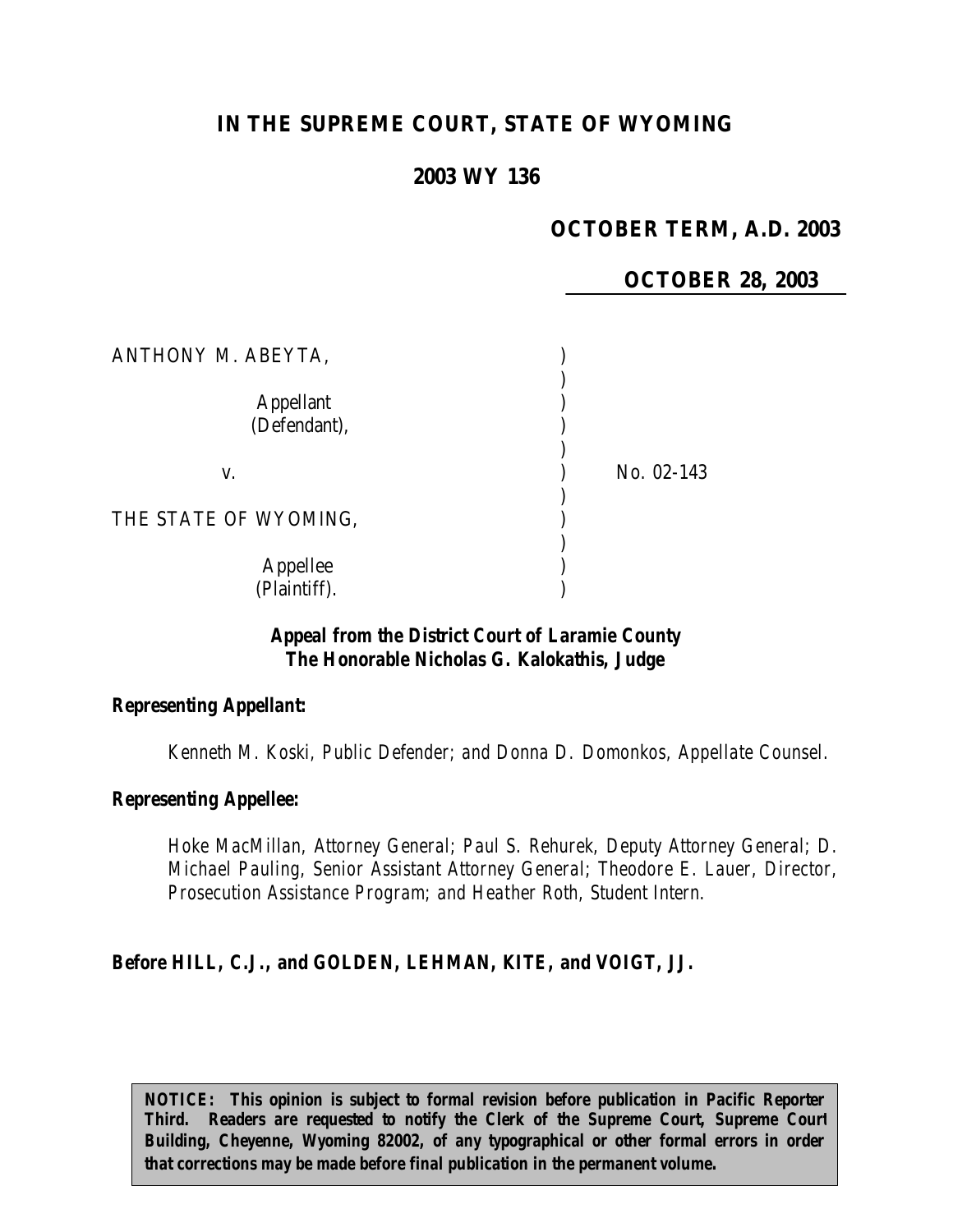# IN THE SUPREME COURT, STATE OF WYOMING

## 2003 WY 136

**OCTOBER TERM, A.D. 2003**

**OCTOBER 28, 2003**

ANTHONY M. ABEYTA,

Appellant (Defendant),

v.

THE STATE OF WYOMING,

Appellee (Plaintiff).

No. 02-143

**Appeal from the District Court of Laramie County**
**The Honorable Nicholas G. Kalokathis, Judge**

**Representing Appellant:**

*Kenneth M. Koski, Public Defender; and Donna D. Domonkos, Appellate Counsel.*

**Representing Appellee:**

*Hoke MacMillan, Attorney General; Paul S. Rehurek, Deputy Attorney General; D. Michael Pauling, Senior Assistant Attorney General; Theodore E. Lauer, Director, Prosecution Assistance Program; and Heather Roth, Student Intern.*

**Before HILL, C.J., and GOLDEN, LEHMAN, KITE, and VOIGT, JJ.**

**NOTICE: This opinion is subject to formal revision before publication in Pacific Reporter Third. Readers are requested to notify the Clerk of the Supreme Court, Supreme Court Building, Cheyenne, Wyoming 82002, of any typographical or other formal errors in order that corrections may be made before final publication in the permanent volume.**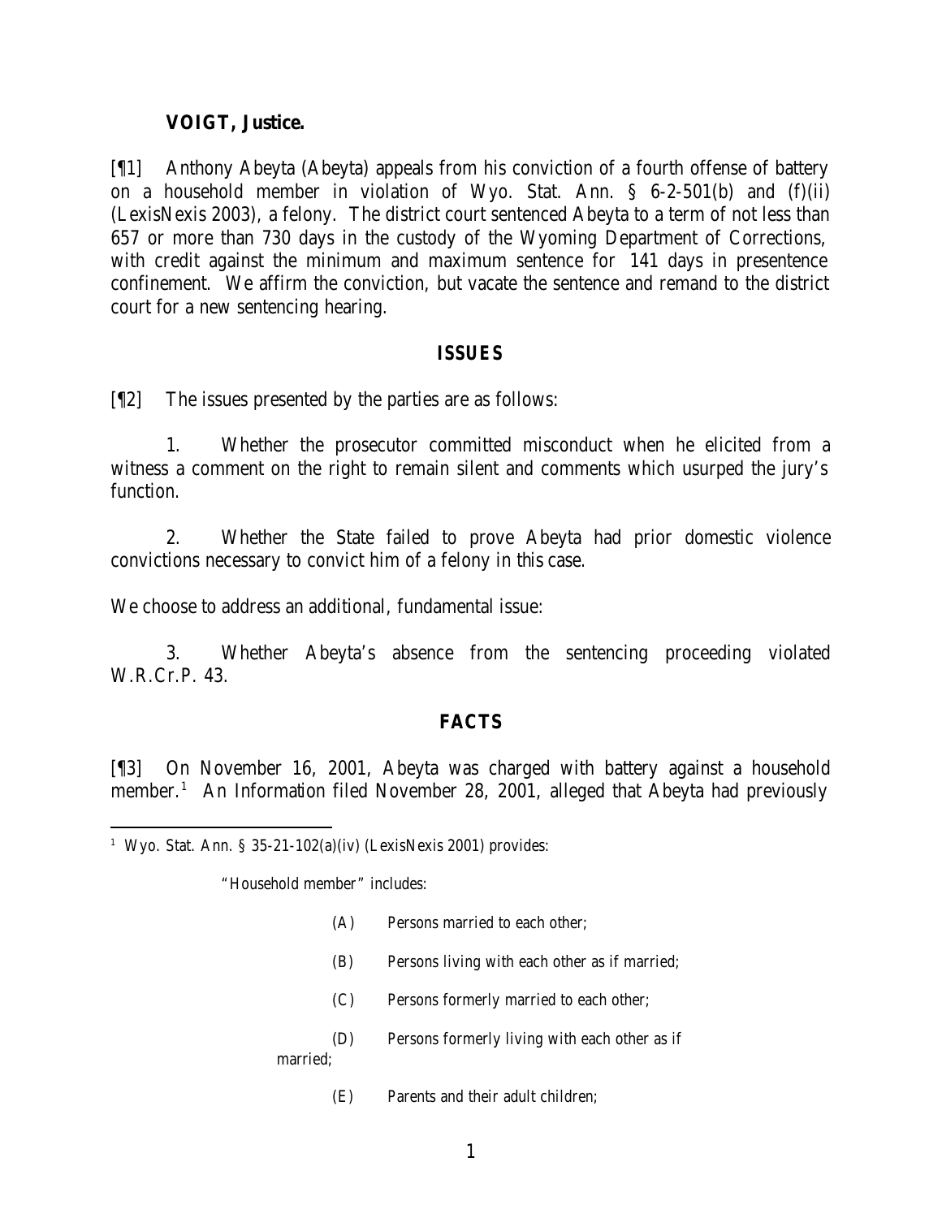**VOIGT, Justice.**

[¶1] Anthony Abeyta (Abeyta) appeals from his conviction of a fourth offense of battery on a household member in violation of Wyo. Stat. Ann. § 6-2-501(b) and (f)(ii) (LexisNexis 2003), a felony. The district court sentenced Abeyta to a term of not less than 657 or more than 730 days in the custody of the Wyoming Department of Corrections, with credit against the minimum and maximum sentence for 141 days in presentence confinement. We affirm the conviction, but vacate the sentence and remand to the district court for a new sentencing hearing.

## ISSUES

[¶2] The issues presented by the parties are as follows:

1. Whether the prosecutor committed misconduct when he elicited from a witness a comment on the right to remain silent and comments which usurped the jury's function.

2. Whether the State failed to prove Abeyta had prior domestic violence convictions necessary to convict him of a felony in this case.

We choose to address an additional, fundamental issue:

3. Whether Abeyta's absence from the sentencing proceeding violated W.R.Cr.P. 43.

## FACTS

[¶3] On November 16, 2001, Abeyta was charged with battery against a household member.[1] An Information filed November 28, 2001, alleged that Abeyta had previously

---

[1] Wyo. Stat. Ann. § 35-21-102(a)(iv) (LexisNexis 2001) provides:

> "Household member" includes:
>
> (A) Persons married to each other;
>
> (B) Persons living with each other as if married;
>
> (C) Persons formerly married to each other;
>
> (D) Persons formerly living with each other as if married;
>
> (E) Parents and their adult children;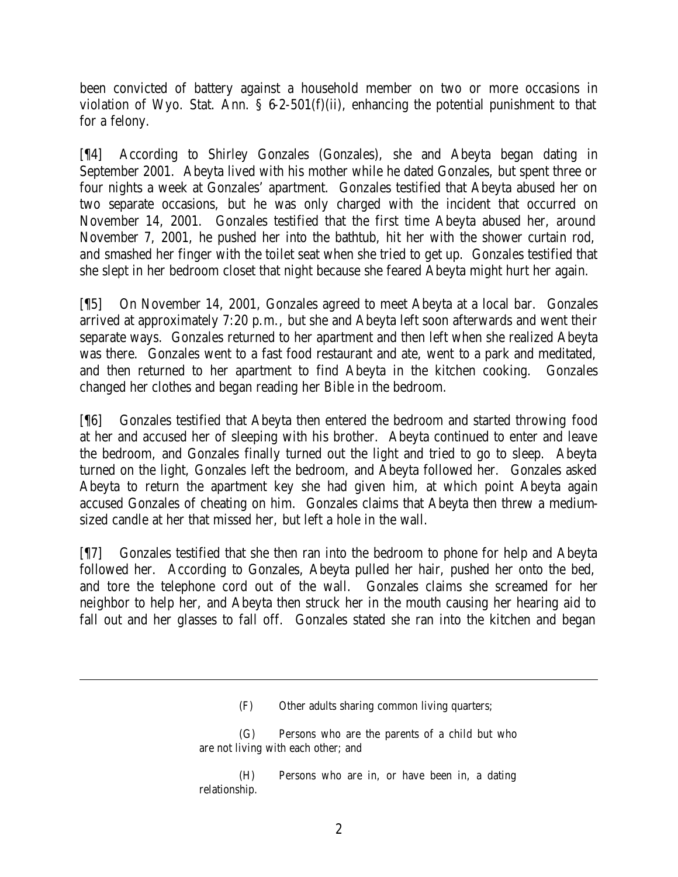been convicted of battery against a household member on two or more occasions in violation of Wyo. Stat. Ann. § 6-2-501(f)(ii), enhancing the potential punishment to that for a felony.

[¶4] According to Shirley Gonzales (Gonzales), she and Abeyta began dating in September 2001. Abeyta lived with his mother while he dated Gonzales, but spent three or four nights a week at Gonzales' apartment. Gonzales testified that Abeyta abused her on two separate occasions, but he was only charged with the incident that occurred on November 14, 2001. Gonzales testified that the first time Abeyta abused her, around November 7, 2001, he pushed her into the bathtub, hit her with the shower curtain rod, and smashed her finger with the toilet seat when she tried to get up. Gonzales testified that she slept in her bedroom closet that night because she feared Abeyta might hurt her again.

[¶5] On November 14, 2001, Gonzales agreed to meet Abeyta at a local bar. Gonzales arrived at approximately 7:20 p.m., but she and Abeyta left soon afterwards and went their separate ways. Gonzales returned to her apartment and then left when she realized Abeyta was there. Gonzales went to a fast food restaurant and ate, went to a park and meditated, and then returned to her apartment to find Abeyta in the kitchen cooking. Gonzales changed her clothes and began reading her Bible in the bedroom.

[¶6] Gonzales testified that Abeyta then entered the bedroom and started throwing food at her and accused her of sleeping with his brother. Abeyta continued to enter and leave the bedroom, and Gonzales finally turned out the light and tried to go to sleep. Abeyta turned on the light, Gonzales left the bedroom, and Abeyta followed her. Gonzales asked Abeyta to return the apartment key she had given him, at which point Abeyta again accused Gonzales of cheating on him. Gonzales claims that Abeyta then threw a medium-sized candle at her that missed her, but left a hole in the wall.

[¶7] Gonzales testified that she then ran into the bedroom to phone for help and Abeyta followed her. According to Gonzales, Abeyta pulled her hair, pushed her onto the bed, and tore the telephone cord out of the wall. Gonzales claims she screamed for her neighbor to help her, and Abeyta then struck her in the mouth causing her hearing aid to fall out and her glasses to fall off. Gonzales stated she ran into the kitchen and began

---

(F) Other adults sharing common living quarters;

(G) Persons who are the parents of a child but who are not living with each other; and

(H) Persons who are in, or have been in, a dating relationship.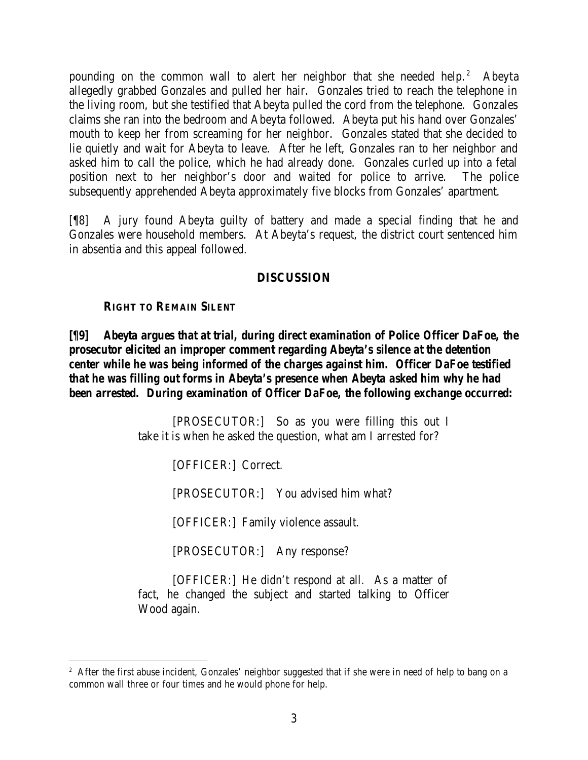pounding on the common wall to alert her neighbor that she needed help.[2] Abeyta allegedly grabbed Gonzales and pulled her hair. Gonzales tried to reach the telephone in the living room, but she testified that Abeyta pulled the cord from the telephone. Gonzales claims she ran into the bedroom and Abeyta followed. Abeyta put his hand over Gonzales' mouth to keep her from screaming for her neighbor. Gonzales stated that she decided to lie quietly and wait for Abeyta to leave. After he left, Gonzales ran to her neighbor and asked him to call the police, which he had already done. Gonzales curled up into a fetal position next to her neighbor's door and waited for police to arrive. The police subsequently apprehended Abeyta approximately five blocks from Gonzales' apartment.

[¶8] A jury found Abeyta guilty of battery and made a special finding that he and Gonzales were household members. At Abeyta's request, the district court sentenced him in absentia and this appeal followed.

## DISCUSSION

### RIGHT TO REMAIN SILENT

**[¶9] Abeyta argues that at trial, during direct examination of Police Officer DaFoe, the prosecutor elicited an improper comment regarding Abeyta's silence at the detention center while he was being informed of the charges against him. Officer DaFoe testified that he was filling out forms in Abeyta's presence when Abeyta asked him why he had been arrested. During examination of Officer DaFoe, the following exchange occurred:**

> [PROSECUTOR:] So as you were filling this out I take it is when he asked the question, what am I arrested for?
>
> [OFFICER:] Correct.
>
> [PROSECUTOR:] You advised him what?
>
> [OFFICER:] Family violence assault.
>
> [PROSECUTOR:] Any response?
>
> [OFFICER:] He didn't respond at all. As a matter of fact, he changed the subject and started talking to Officer Wood again.

---

[2] After the first abuse incident, Gonzales' neighbor suggested that if she were in need of help to bang on a common wall three or four times and he would phone for help.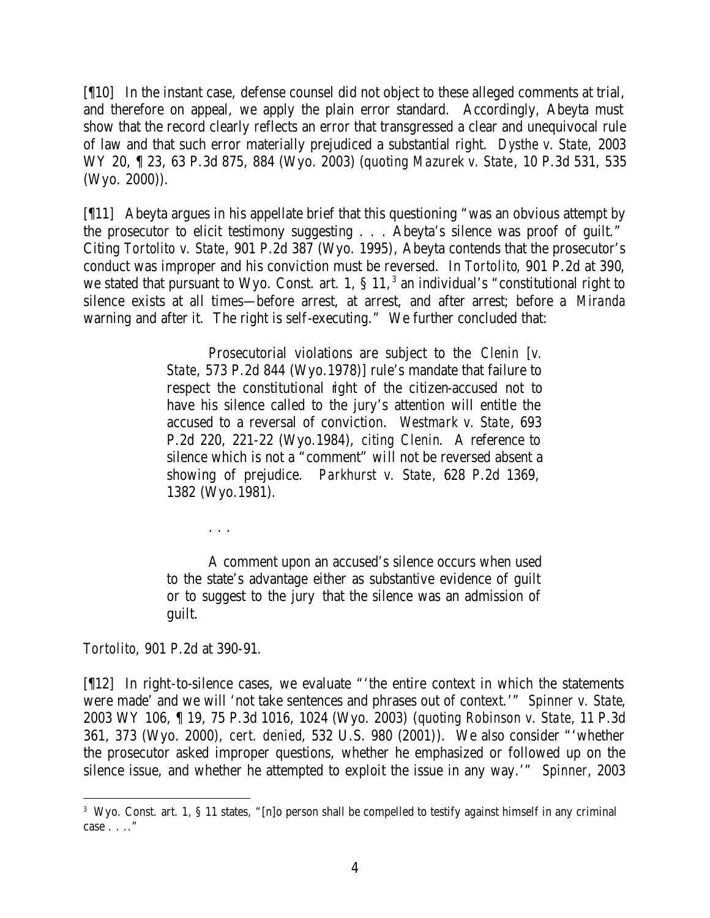[¶10] In the instant case, defense counsel did not object to these alleged comments at trial, and therefore on appeal, we apply the plain error standard. Accordingly, Abeyta must show that the record clearly reflects an error that transgressed a clear and unequivocal rule of law and that such error materially prejudiced a substantial right. *Dysthe v. State*, 2003 WY 20, ¶ 23, 63 P.3d 875, 884 (Wyo. 2003) (*quoting Mazurek v. State*, 10 P.3d 531, 535 (Wyo. 2000)).

[¶11] Abeyta argues in his appellate brief that this questioning "was an obvious attempt by the prosecutor to elicit testimony suggesting . . . Abeyta's silence was proof of guilt." Citing *Tortolito v. State*, 901 P.2d 387 (Wyo. 1995), Abeyta contends that the prosecutor's conduct was improper and his conviction must be reversed. In *Tortolito*, 901 P.2d at 390, we stated that pursuant to Wyo. Const. art. 1, § 11,[3] an individual's "constitutional right to silence exists at all times—before arrest, at arrest, and after arrest; before a *Miranda* warning and after it. The right is self-executing." We further concluded that:

> Prosecutorial violations are subject to the *Clenin* [*v. State*, 573 P.2d 844 (Wyo.1978)] rule's mandate that failure to respect the constitutional right of the citizen-accused not to have his silence called to the jury's attention will entitle the accused to a reversal of conviction. *Westmark v. State*, 693 P.2d 220, 221-22 (Wyo.1984), *citing Clenin*. A reference to silence which is not a "comment" will not be reversed absent a showing of prejudice. *Parkhurst v. State*, 628 P.2d 1369, 1382 (Wyo.1981).
>
> . . .
>
> A comment upon an accused's silence occurs when used to the state's advantage either as substantive evidence of guilt or to suggest to the jury that the silence was an admission of guilt.

*Tortolito*, 901 P.2d at 390-91.

[¶12] In right-to-silence cases, we evaluate "'the entire context in which the statements were made' and we will 'not take sentences and phrases out of context.'" *Spinner v. State*, 2003 WY 106, ¶ 19, 75 P.3d 1016, 1024 (Wyo. 2003) (*quoting Robinson v. State*, 11 P.3d 361, 373 (Wyo. 2000), *cert. denied*, 532 U.S. 980 (2001)). We also consider "'whether the prosecutor asked improper questions, whether he emphasized or followed up on the silence issue, and whether he attempted to exploit the issue in any way.'" *Spinner*, 2003

---

[3] Wyo. Const. art. 1, § 11 states, "[n]o person shall be compelled to testify against himself in any criminal case . . .."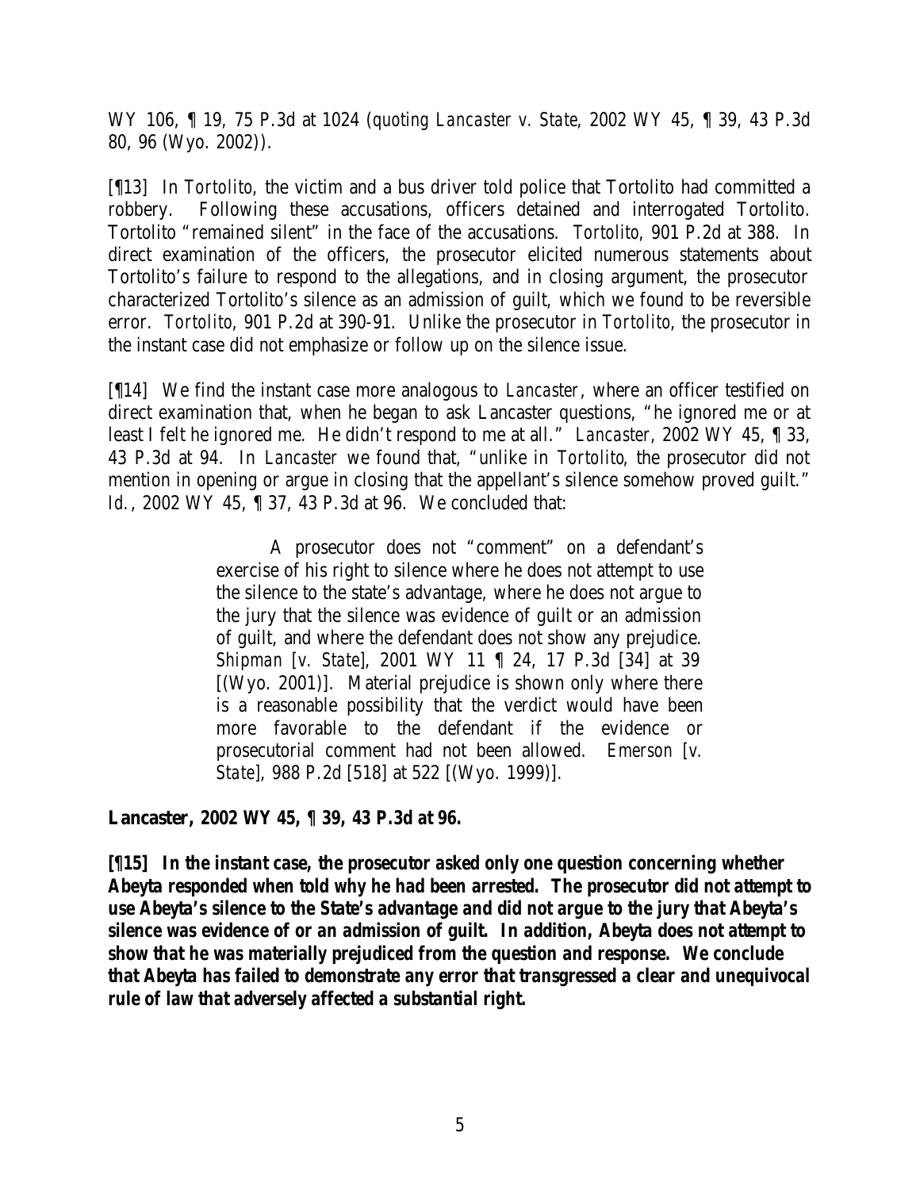WY 106, ¶ 19, 75 P.3d at 1024 (*quoting Lancaster v. State*, 2002 WY 45, ¶ 39, 43 P.3d 80, 96 (Wyo. 2002)).

[¶13] In *Tortolito*, the victim and a bus driver told police that Tortolito had committed a robbery. Following these accusations, officers detained and interrogated Tortolito. Tortolito "remained silent" in the face of the accusations. *Tortolito*, 901 P.2d at 388. In direct examination of the officers, the prosecutor elicited numerous statements about Tortolito's failure to respond to the allegations, and in closing argument, the prosecutor characterized Tortolito's silence as an admission of guilt, which we found to be reversible error. *Tortolito*, 901 P.2d at 390-91. Unlike the prosecutor in *Tortolito*, the prosecutor in the instant case did not emphasize or follow up on the silence issue.

[¶14] We find the instant case more analogous to *Lancaster*, where an officer testified on direct examination that, when he began to ask Lancaster questions, "he ignored me or at least I felt he ignored me. He didn't respond to me at all." *Lancaster*, 2002 WY 45, ¶ 33, 43 P.3d at 94. In *Lancaster* we found that, "unlike in *Tortolito*, the prosecutor did not mention in opening or argue in closing that the appellant's silence somehow proved guilt." *Id.*, 2002 WY 45, ¶ 37, 43 P.3d at 96. We concluded that:

> A prosecutor does not "comment" on a defendant's exercise of his right to silence where he does not attempt to use the silence to the state's advantage, where he does not argue to the jury that the silence was evidence of guilt or an admission of guilt, and where the defendant does not show any prejudice. *Shipman [v. State]*, 2001 WY 11 ¶ 24, 17 P.3d [34] at 39 [(Wyo. 2001)]. Material prejudice is shown only where there is a reasonable possibility that the verdict would have been more favorable to the defendant if the evidence or prosecutorial comment had not been allowed. *Emerson [v. State]*, 988 P.2d [518] at 522 [(Wyo. 1999)].

*Lancaster*, 2002 WY 45, ¶ 39, 43 P.3d at 96.

[¶15] In the instant case, the prosecutor asked only one question concerning whether Abeyta responded when told why he had been arrested. The prosecutor did not attempt to use Abeyta's silence to the State's advantage and did not argue to the jury that Abeyta's silence was evidence of or an admission of guilt. In addition, Abeyta does not attempt to show that he was materially prejudiced from the question and response. We conclude that Abeyta has failed to demonstrate any error that transgressed a clear and unequivocal rule of law that adversely affected a substantial right.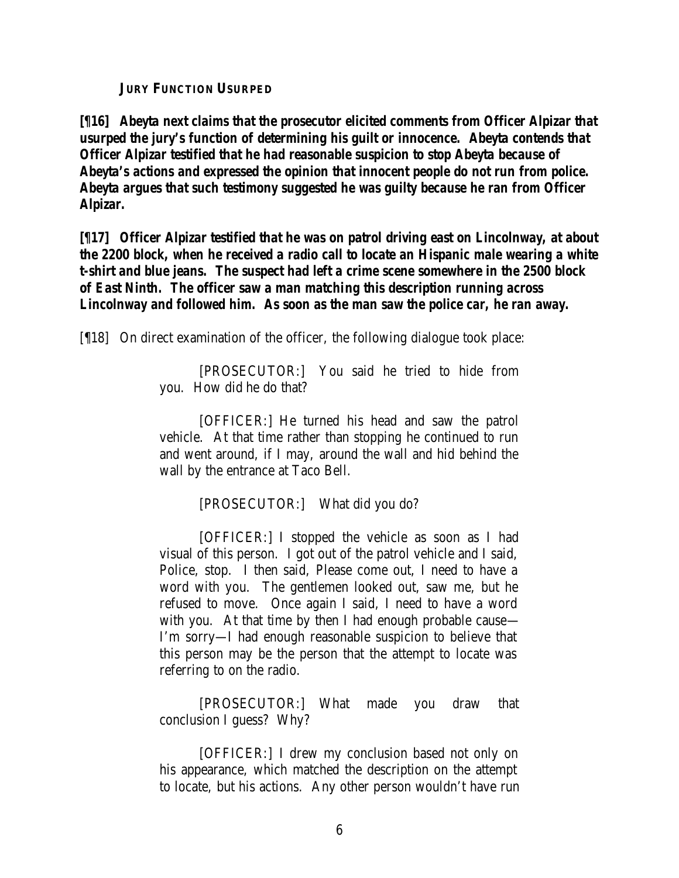**JURY FUNCTION USURPED**

**[¶16] Abeyta next claims that the prosecutor elicited comments from Officer Alpizar that usurped the jury's function of determining his guilt or innocence. Abeyta contends that Officer Alpizar testified that he had reasonable suspicion to stop Abeyta because of Abeyta's actions and expressed the opinion that innocent people do not run from police. Abeyta argues that such testimony suggested he was guilty because he ran from Officer Alpizar.**

**[¶17] Officer Alpizar testified that he was on patrol driving east on Lincolnway, at about the 2200 block, when he received a radio call to locate an Hispanic male wearing a white t-shirt and blue jeans. The suspect had left a crime scene somewhere in the 2500 block of East Ninth. The officer saw a man matching this description running across Lincolnway and followed him. As soon as the man saw the police car, he ran away.**

[¶18] On direct examination of the officer, the following dialogue took place:

> [PROSECUTOR:] You said he tried to hide from you. How did he do that?
>
> [OFFICER:] He turned his head and saw the patrol vehicle. At that time rather than stopping he continued to run and went around, if I may, around the wall and hid behind the wall by the entrance at Taco Bell.
>
> [PROSECUTOR:] What did you do?
>
> [OFFICER:] I stopped the vehicle as soon as I had visual of this person. I got out of the patrol vehicle and I said, Police, stop. I then said, Please come out, I need to have a word with you. The gentlemen looked out, saw me, but he refused to move. Once again I said, I need to have a word with you. At that time by then I had enough probable cause—I'm sorry—I had enough reasonable suspicion to believe that this person may be the person that the attempt to locate was referring to on the radio.
>
> [PROSECUTOR:] What made you draw that conclusion I guess? Why?
>
> [OFFICER:] I drew my conclusion based not only on his appearance, which matched the description on the attempt to locate, but his actions. Any other person wouldn't have run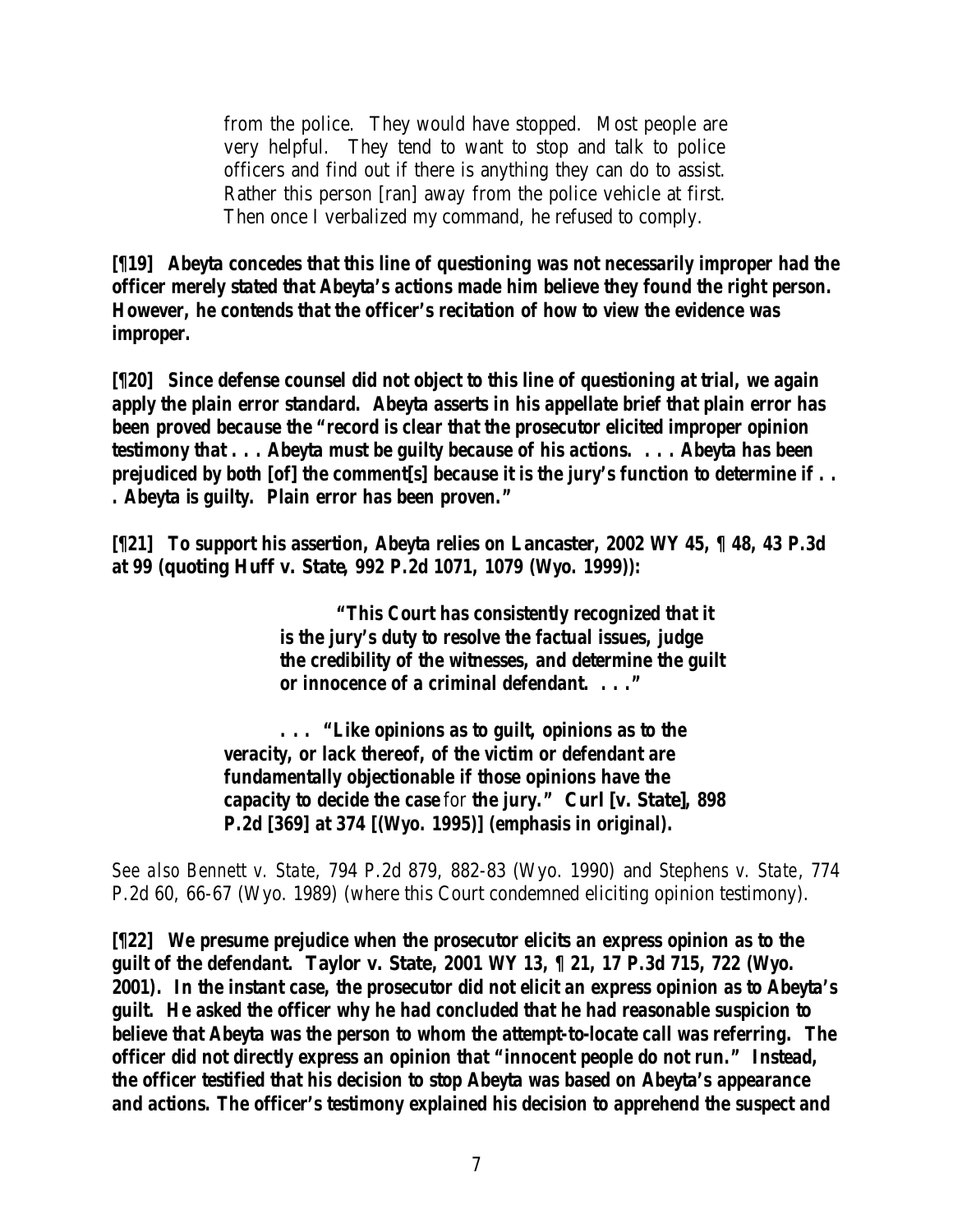from the police. They would have stopped. Most people are very helpful. They tend to want to stop and talk to police officers and find out if there is anything they can do to assist. Rather this person [ran] away from the police vehicle at first. Then once I verbalized my command, he refused to comply.

**[¶19] Abeyta concedes that this line of questioning was not necessarily improper had the officer merely stated that Abeyta's actions made him believe they found the right person. However, he contends that the officer's recitation of how to view the evidence was improper.**

**[¶20] Since defense counsel did not object to this line of questioning at trial, we again apply the plain error standard. Abeyta asserts in his appellate brief that plain error has been proved because the "record is clear that the prosecutor elicited improper opinion testimony that . . . Abeyta must be guilty because of his actions. . . . Abeyta has been prejudiced by both [of] the comment[s] because it is the jury's function to determine if . . . Abeyta is guilty. Plain error has been proven."**

**[¶21] To support his assertion, Abeyta relies on Lancaster, 2002 WY 45, ¶ 48, 43 P.3d at 99 (quoting Huff v. State, 992 P.2d 1071, 1079 (Wyo. 1999)):**

> **"This Court has consistently recognized that it is the jury's duty to resolve the factual issues, judge the credibility of the witnesses, and determine the guilt or innocence of a criminal defendant. . . ."**
>
> **. . . "Like opinions as to guilt, opinions as to the veracity, or lack thereof, of the victim or defendant are fundamentally objectionable if those opinions have the capacity to decide the case** *for* **the jury." Curl [v. State], 898 P.2d [369] at 374 [(Wyo. 1995)] (emphasis in original).**

*See also Bennett v. State*, 794 P.2d 879, 882-83 (Wyo. 1990) and *Stephens v. State*, 774 P.2d 60, 66-67 (Wyo. 1989) (where this Court condemned eliciting opinion testimony).

**[¶22] We presume prejudice when the prosecutor elicits an express opinion as to the guilt of the defendant. Taylor v. State, 2001 WY 13, ¶ 21, 17 P.3d 715, 722 (Wyo. 2001). In the instant case, the prosecutor did not elicit an express opinion as to Abeyta's guilt. He asked the officer why he had concluded that he had reasonable suspicion to believe that Abeyta was the person to whom the attempt-to-locate call was referring. The officer did not directly express an opinion that "innocent people do not run." Instead, the officer testified that his decision to stop Abeyta was based on Abeyta's appearance and actions. The officer's testimony explained his decision to apprehend the suspect and**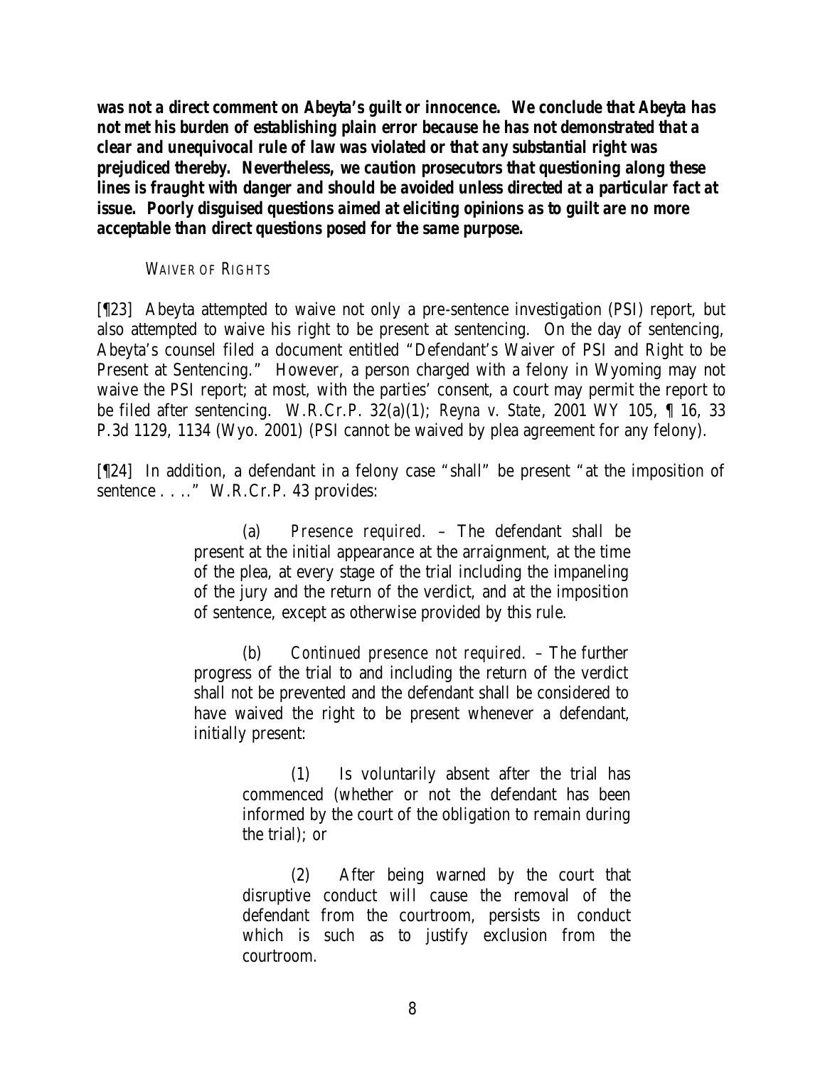**was not a direct comment on Abeyta's guilt or innocence. We conclude that Abeyta has not met his burden of establishing plain error because he has not demonstrated that a clear and unequivocal rule of law was violated or that any substantial right was prejudiced thereby. Nevertheless, we caution prosecutors that questioning along these lines is fraught with danger and should be avoided unless directed at a particular fact at issue. Poorly disguised questions aimed at eliciting opinions as to guilt are no more acceptable than direct questions posed for the same purpose.**

WAIVER OF RIGHTS

[¶23] Abeyta attempted to waive not only a pre-sentence investigation (PSI) report, but also attempted to waive his right to be present at sentencing. On the day of sentencing, Abeyta's counsel filed a document entitled "Defendant's Waiver of PSI and Right to be Present at Sentencing." However, a person charged with a felony in Wyoming may not waive the PSI report; at most, with the parties' consent, a court may permit the report to be filed after sentencing. W.R.Cr.P. 32(a)(1); *Reyna v. State*, 2001 WY 105, ¶ 16, 33 P.3d 1129, 1134 (Wyo. 2001) (PSI cannot be waived by plea agreement for any felony).

[¶24] In addition, a defendant in a felony case "shall" be present "at the imposition of sentence . . . ." W.R.Cr.P. 43 provides:

> (a) *Presence required.* – The defendant shall be present at the initial appearance at the arraignment, at the time of the plea, at every stage of the trial including the impaneling of the jury and the return of the verdict, and at the imposition of sentence, except as otherwise provided by this rule.
>
> (b) *Continued presence not required.* – The further progress of the trial to and including the return of the verdict shall not be prevented and the defendant shall be considered to have waived the right to be present whenever a defendant, initially present:
>
> > (1) Is voluntarily absent after the trial has commenced (whether or not the defendant has been informed by the court of the obligation to remain during the trial); or
> >
> > (2) After being warned by the court that disruptive conduct will cause the removal of the defendant from the courtroom, persists in conduct which is such as to justify exclusion from the courtroom.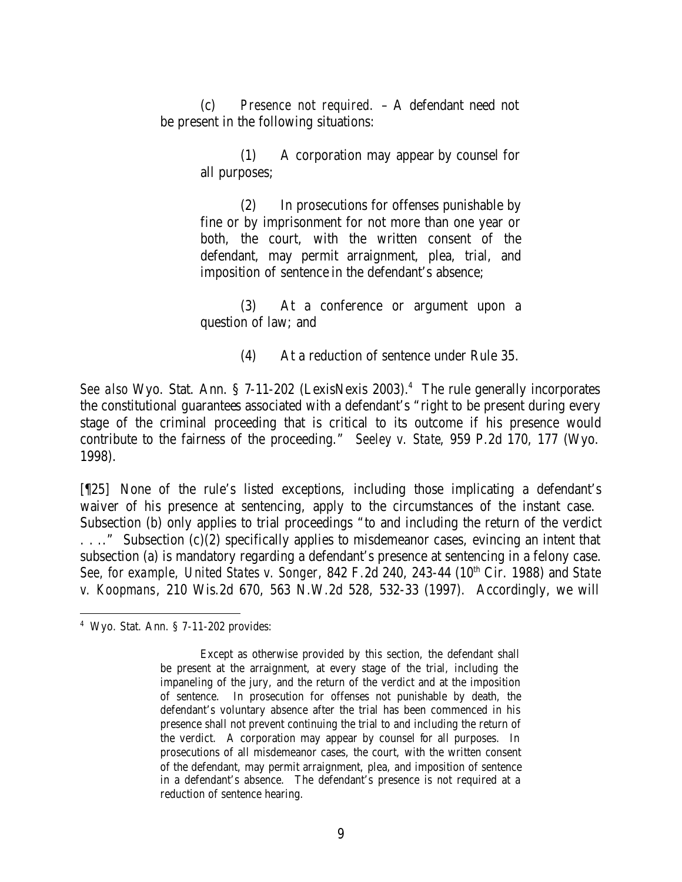(c) *Presence not required.* – A defendant need not be present in the following situations:

> (1) A corporation may appear by counsel for all purposes;
>
> (2) In prosecutions for offenses punishable by fine or by imprisonment for not more than one year or both, the court, with the written consent of the defendant, may permit arraignment, plea, trial, and imposition of sentence in the defendant's absence;
>
> (3) At a conference or argument upon a question of law; and
>
> (4) At a reduction of sentence under Rule 35.

*See also* Wyo. Stat. Ann. § 7-11-202 (LexisNexis 2003).[4] The rule generally incorporates the constitutional guarantees associated with a defendant's "right to be present during every stage of the criminal proceeding that is critical to its outcome if his presence would contribute to the fairness of the proceeding." *Seeley v. State*, 959 P.2d 170, 177 (Wyo. 1998).

[¶25] None of the rule's listed exceptions, including those implicating a defendant's waiver of his presence at sentencing, apply to the circumstances of the instant case. Subsection (b) only applies to trial proceedings "to and including the return of the verdict . . . ." Subsection (c)(2) specifically applies to misdemeanor cases, evincing an intent that subsection (a) is mandatory regarding a defendant's presence at sentencing in a felony case. *See, for example, United States v. Songer*, 842 F.2d 240, 243-44 (10th Cir. 1988) and *State v. Koopmans*, 210 Wis.2d 670, 563 N.W.2d 528, 532-33 (1997). Accordingly, we will

---

[4] Wyo. Stat. Ann. § 7-11-202 provides:

> Except as otherwise provided by this section, the defendant shall be present at the arraignment, at every stage of the trial, including the impaneling of the jury, and the return of the verdict and at the imposition of sentence. In prosecution for offenses not punishable by death, the defendant's voluntary absence after the trial has been commenced in his presence shall not prevent continuing the trial to and including the return of the verdict. A corporation may appear by counsel for all purposes. In prosecutions of all misdemeanor cases, the court, with the written consent of the defendant, may permit arraignment, plea, and imposition of sentence in a defendant's absence. The defendant's presence is not required at a reduction of sentence hearing.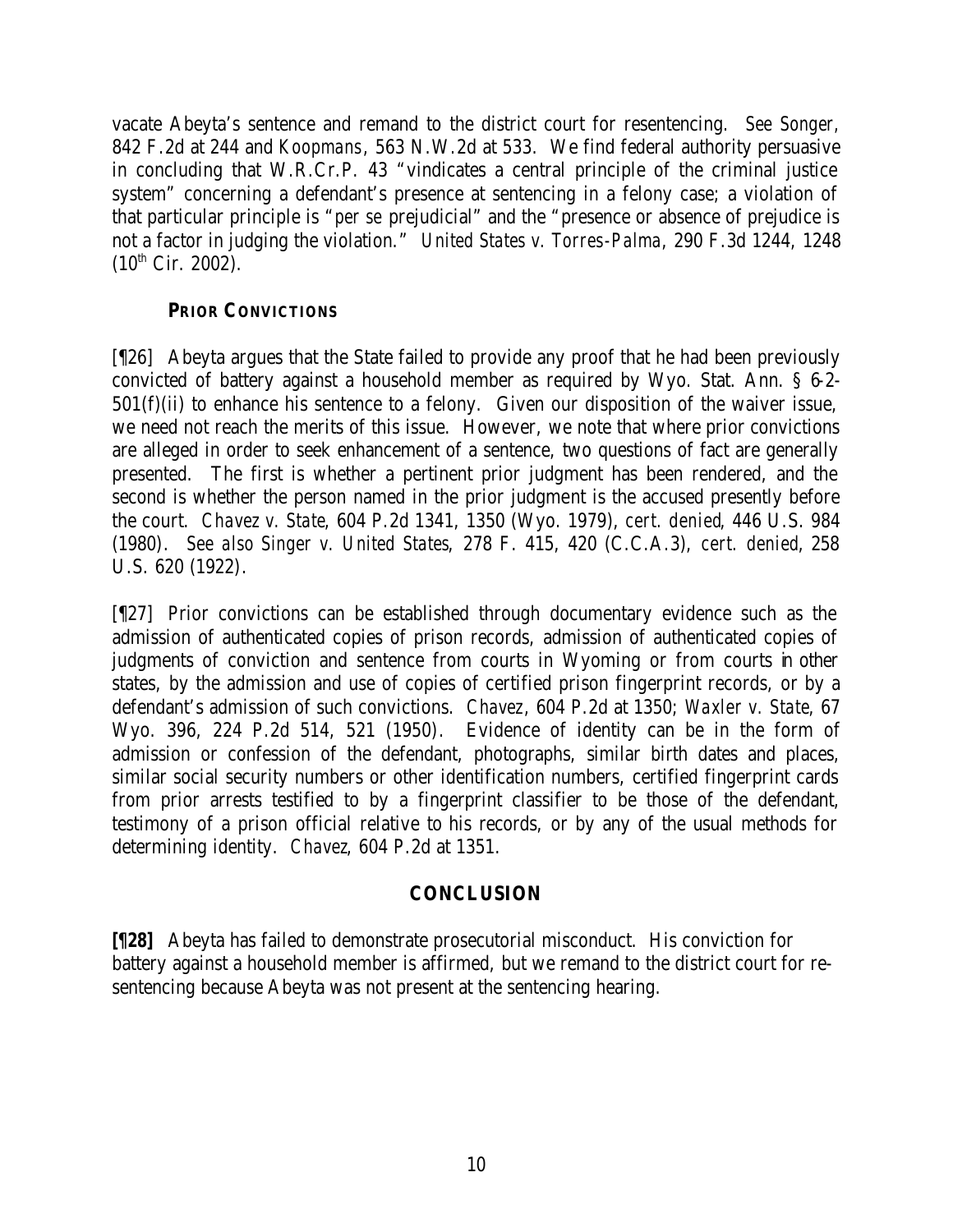vacate Abeyta's sentence and remand to the district court for resentencing. *See Songer*, 842 F.2d at 244 and *Koopmans*, 563 N.W.2d at 533. We find federal authority persuasive in concluding that W.R.Cr.P. 43 "vindicates a central principle of the criminal justice system" concerning a defendant's presence at sentencing in a felony case; a violation of that particular principle is "*per se* prejudicial" and the "presence or absence of prejudice is not a factor in judging the violation." *United States v. Torres-Palma*, 290 F.3d 1244, 1248 (10th Cir. 2002).

### PRIOR CONVICTIONS

[¶26] Abeyta argues that the State failed to provide any proof that he had been previously convicted of battery against a household member as required by Wyo. Stat. Ann. § 6-2-501(f)(ii) to enhance his sentence to a felony. Given our disposition of the waiver issue, we need not reach the merits of this issue. However, we note that where prior convictions are alleged in order to seek enhancement of a sentence, two questions of fact are generally presented. The first is whether a pertinent prior judgment has been rendered, and the second is whether the person named in the prior judgment is the accused presently before the court. *Chavez v. State*, 604 P.2d 1341, 1350 (Wyo. 1979), *cert. denied*, 446 U.S. 984 (1980). *See also Singer v. United States*, 278 F. 415, 420 (C.C.A.3), *cert. denied*, 258 U.S. 620 (1922).

[¶27] Prior convictions can be established through documentary evidence such as the admission of authenticated copies of prison records, admission of authenticated copies of judgments of conviction and sentence from courts in Wyoming or from courts in other states, by the admission and use of copies of certified prison fingerprint records, or by a defendant's admission of such convictions. *Chavez*, 604 P.2d at 1350; *Waxler v. State*, 67 Wyo. 396, 224 P.2d 514, 521 (1950). Evidence of identity can be in the form of admission or confession of the defendant, photographs, similar birth dates and places, similar social security numbers or other identification numbers, certified fingerprint cards from prior arrests testified to by a fingerprint classifier to be those of the defendant, testimony of a prison official relative to his records, or by any of the usual methods for determining identity. *Chavez*, 604 P.2d at 1351.

## CONCLUSION

**[¶28]** Abeyta has failed to demonstrate prosecutorial misconduct. His conviction for battery against a household member is affirmed, but we remand to the district court for re-sentencing because Abeyta was not present at the sentencing hearing.